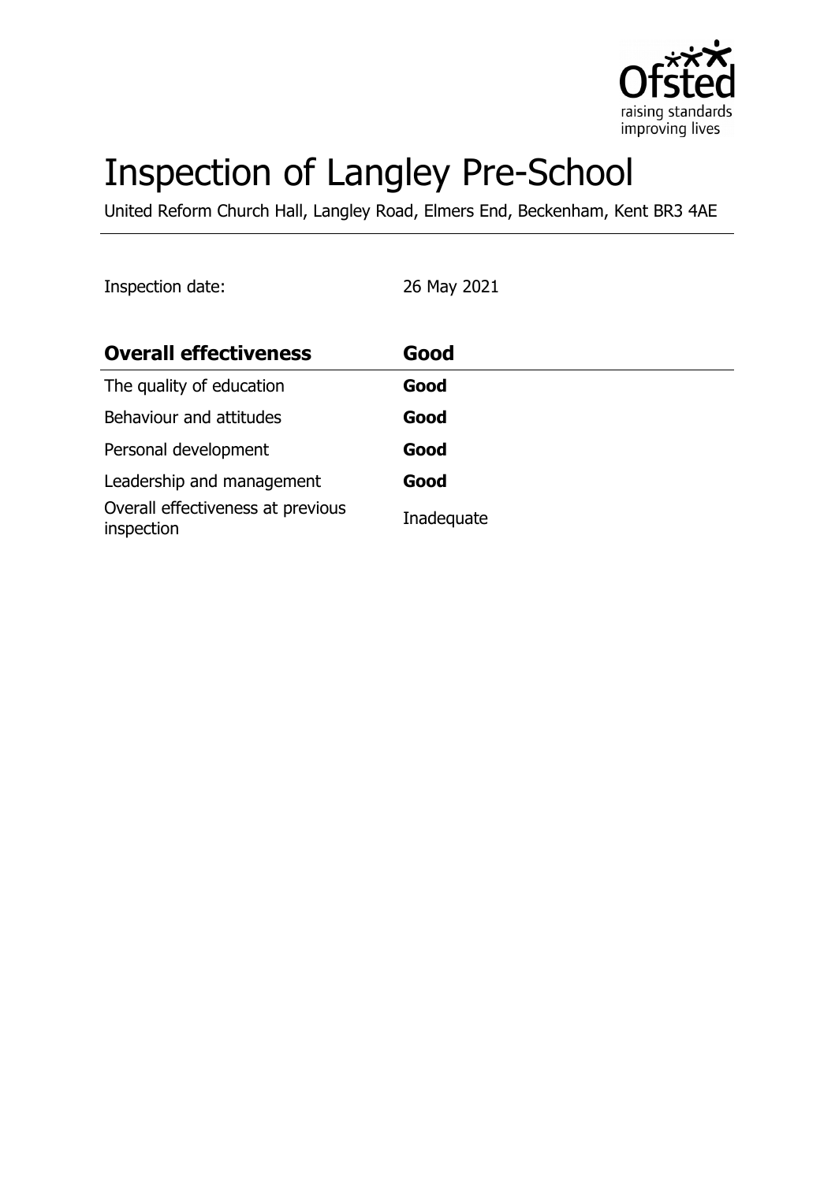# Inspection of Langley Pre-School

United Reform Church Hall, Langley Road, Elmers End, Beckenham, Kent BR3 4AE

Inspection date: 26 May 2021

| **Overall effectiveness** | **Good** |
|---|---|
| The quality of education | **Good** |
| Behaviour and attitudes | **Good** |
| Personal development | **Good** |
| Leadership and management | **Good** |
| Overall effectiveness at previous inspection | Inadequate |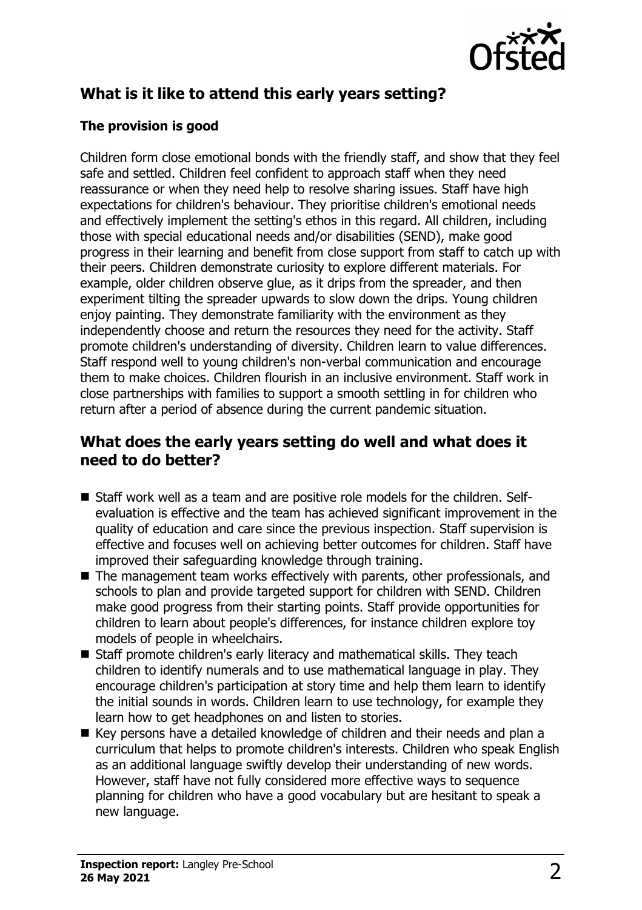## What is it like to attend this early years setting?

### The provision is good

Children form close emotional bonds with the friendly staff, and show that they feel safe and settled. Children feel confident to approach staff when they need reassurance or when they need help to resolve sharing issues. Staff have high expectations for children's behaviour. They prioritise children's emotional needs and effectively implement the setting's ethos in this regard. All children, including those with special educational needs and/or disabilities (SEND), make good progress in their learning and benefit from close support from staff to catch up with their peers. Children demonstrate curiosity to explore different materials. For example, older children observe glue, as it drips from the spreader, and then experiment tilting the spreader upwards to slow down the drips. Young children enjoy painting. They demonstrate familiarity with the environment as they independently choose and return the resources they need for the activity. Staff promote children's understanding of diversity. Children learn to value differences. Staff respond well to young children's non-verbal communication and encourage them to make choices. Children flourish in an inclusive environment. Staff work in close partnerships with families to support a smooth settling in for children who return after a period of absence during the current pandemic situation.

## What does the early years setting do well and what does it need to do better?

- Staff work well as a team and are positive role models for the children. Self-evaluation is effective and the team has achieved significant improvement in the quality of education and care since the previous inspection. Staff supervision is effective and focuses well on achieving better outcomes for children. Staff have improved their safeguarding knowledge through training.
- The management team works effectively with parents, other professionals, and schools to plan and provide targeted support for children with SEND. Children make good progress from their starting points. Staff provide opportunities for children to learn about people's differences, for instance children explore toy models of people in wheelchairs.
- Staff promote children's early literacy and mathematical skills. They teach children to identify numerals and to use mathematical language in play. They encourage children's participation at story time and help them learn to identify the initial sounds in words. Children learn to use technology, for example they learn how to get headphones on and listen to stories.
- Key persons have a detailed knowledge of children and their needs and plan a curriculum that helps to promote children's interests. Children who speak English as an additional language swiftly develop their understanding of new words. However, staff have not fully considered more effective ways to sequence planning for children who have a good vocabulary but are hesitant to speak a new language.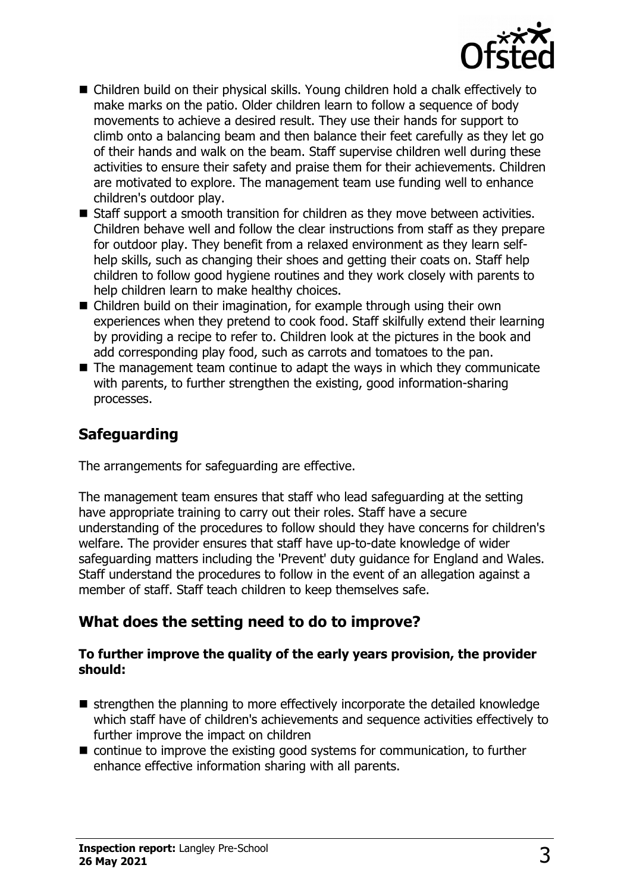- Children build on their physical skills. Young children hold a chalk effectively to make marks on the patio. Older children learn to follow a sequence of body movements to achieve a desired result. They use their hands for support to climb onto a balancing beam and then balance their feet carefully as they let go of their hands and walk on the beam. Staff supervise children well during these activities to ensure their safety and praise them for their achievements. Children are motivated to explore. The management team use funding well to enhance children's outdoor play.
- Staff support a smooth transition for children as they move between activities. Children behave well and follow the clear instructions from staff as they prepare for outdoor play. They benefit from a relaxed environment as they learn self-help skills, such as changing their shoes and getting their coats on. Staff help children to follow good hygiene routines and they work closely with parents to help children learn to make healthy choices.
- Children build on their imagination, for example through using their own experiences when they pretend to cook food. Staff skilfully extend their learning by providing a recipe to refer to. Children look at the pictures in the book and add corresponding play food, such as carrots and tomatoes to the pan.
- The management team continue to adapt the ways in which they communicate with parents, to further strengthen the existing, good information-sharing processes.

## Safeguarding

The arrangements for safeguarding are effective.

The management team ensures that staff who lead safeguarding at the setting have appropriate training to carry out their roles. Staff have a secure understanding of the procedures to follow should they have concerns for children's welfare. The provider ensures that staff have up-to-date knowledge of wider safeguarding matters including the 'Prevent' duty guidance for England and Wales. Staff understand the procedures to follow in the event of an allegation against a member of staff. Staff teach children to keep themselves safe.

## What does the setting need to do to improve?

**To further improve the quality of the early years provision, the provider should:**

- strengthen the planning to more effectively incorporate the detailed knowledge which staff have of children's achievements and sequence activities effectively to further improve the impact on children
- continue to improve the existing good systems for communication, to further enhance effective information sharing with all parents.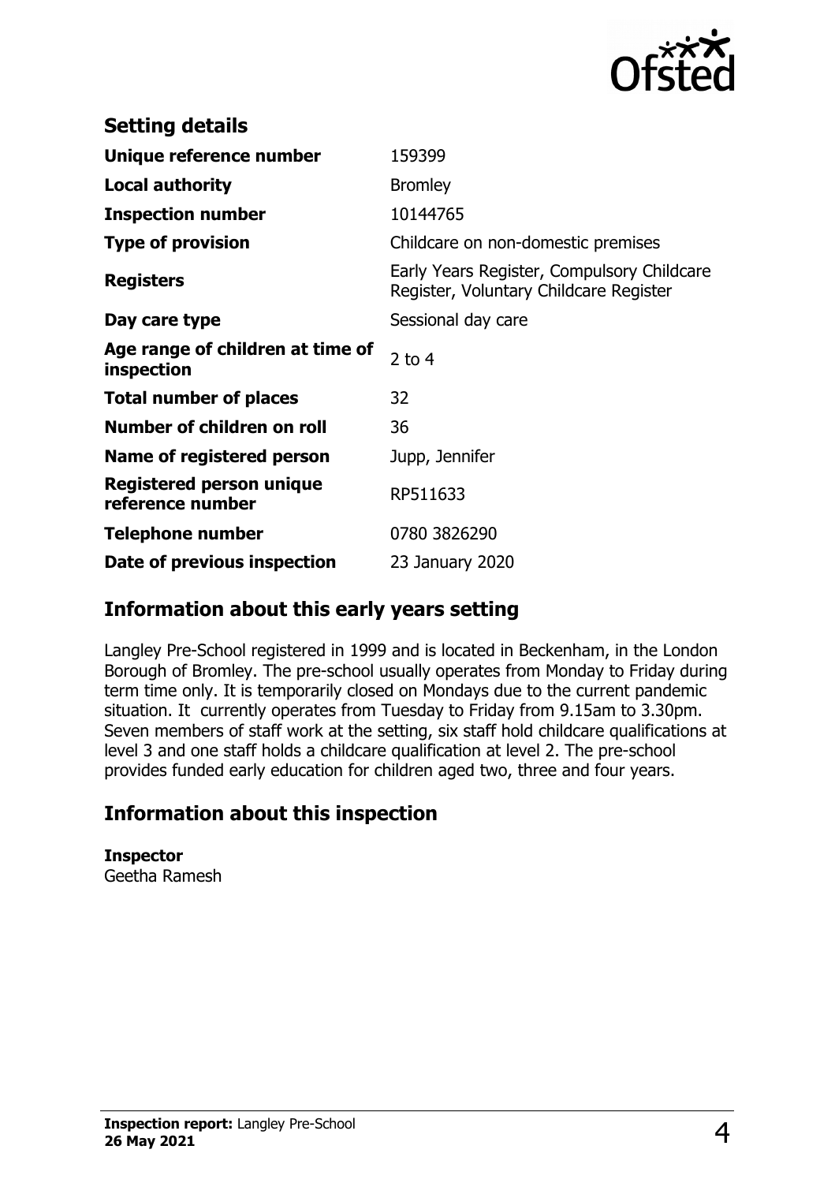## Setting details

| | |
|---|---|
| **Unique reference number** | 159399 |
| **Local authority** | Bromley |
| **Inspection number** | 10144765 |
| **Type of provision** | Childcare on non-domestic premises |
| **Registers** | Early Years Register, Compulsory Childcare Register, Voluntary Childcare Register |
| **Day care type** | Sessional day care |
| **Age range of children at time of inspection** | 2 to 4 |
| **Total number of places** | 32 |
| **Number of children on roll** | 36 |
| **Name of registered person** | Jupp, Jennifer |
| **Registered person unique reference number** | RP511633 |
| **Telephone number** | 0780 3826290 |
| **Date of previous inspection** | 23 January 2020 |

## Information about this early years setting

Langley Pre-School registered in 1999 and is located in Beckenham, in the London Borough of Bromley. The pre-school usually operates from Monday to Friday during term time only. It is temporarily closed on Mondays due to the current pandemic situation. It currently operates from Tuesday to Friday from 9.15am to 3.30pm. Seven members of staff work at the setting, six staff hold childcare qualifications at level 3 and one staff holds a childcare qualification at level 2. The pre-school provides funded early education for children aged two, three and four years.

## Information about this inspection

**Inspector**
Geetha Ramesh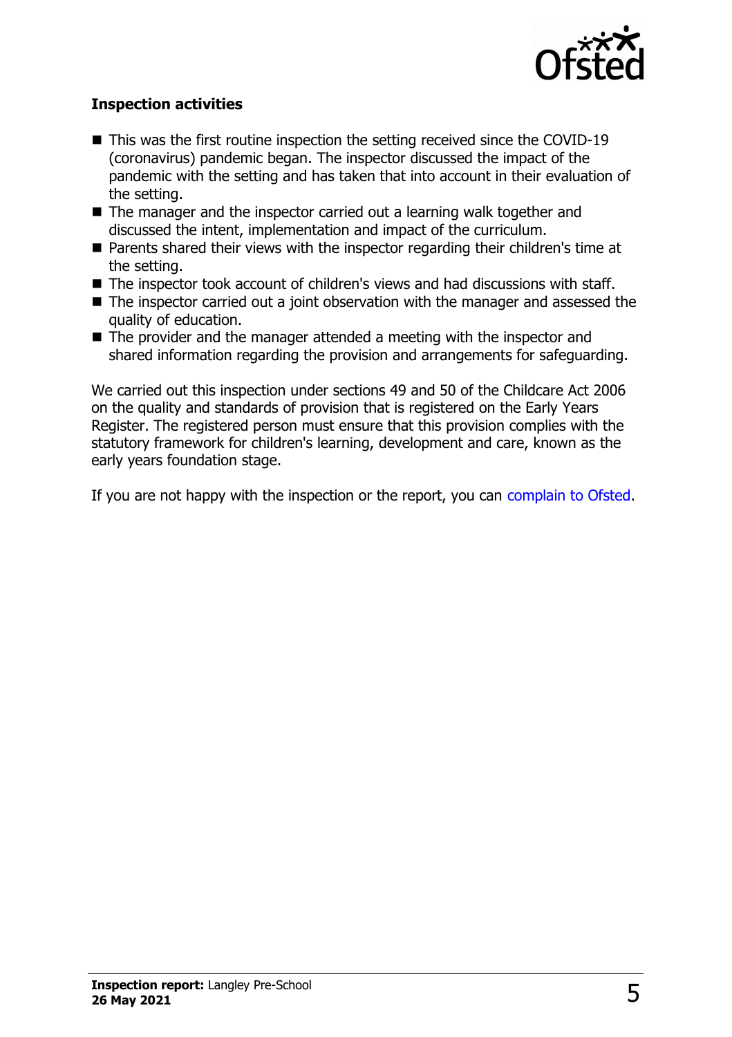### Inspection activities

- This was the first routine inspection the setting received since the COVID-19 (coronavirus) pandemic began. The inspector discussed the impact of the pandemic with the setting and has taken that into account in their evaluation of the setting.
- The manager and the inspector carried out a learning walk together and discussed the intent, implementation and impact of the curriculum.
- Parents shared their views with the inspector regarding their children's time at the setting.
- The inspector took account of children's views and had discussions with staff.
- The inspector carried out a joint observation with the manager and assessed the quality of education.
- The provider and the manager attended a meeting with the inspector and shared information regarding the provision and arrangements for safeguarding.

We carried out this inspection under sections 49 and 50 of the Childcare Act 2006 on the quality and standards of provision that is registered on the Early Years Register. The registered person must ensure that this provision complies with the statutory framework for children's learning, development and care, known as the early years foundation stage.

If you are not happy with the inspection or the report, you can complain to Ofsted.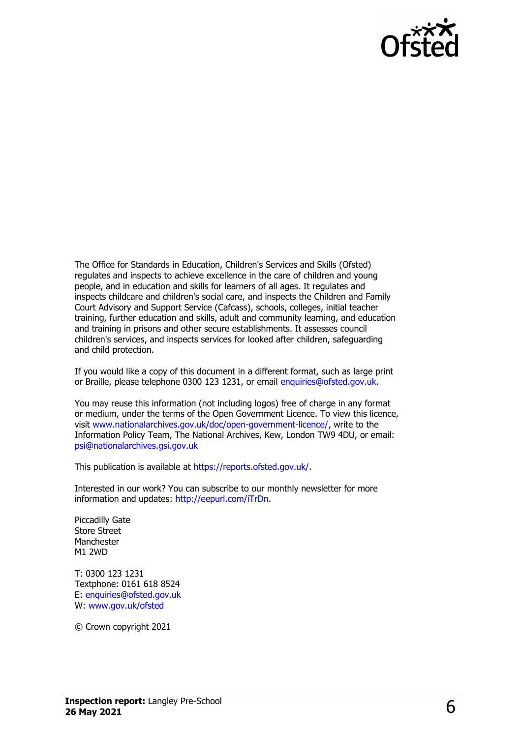The Office for Standards in Education, Children's Services and Skills (Ofsted) regulates and inspects to achieve excellence in the care of children and young people, and in education and skills for learners of all ages. It regulates and inspects childcare and children's social care, and inspects the Children and Family Court Advisory and Support Service (Cafcass), schools, colleges, initial teacher training, further education and skills, adult and community learning, and education and training in prisons and other secure establishments. It assesses council children's services, and inspects services for looked after children, safeguarding and child protection.

If you would like a copy of this document in a different format, such as large print or Braille, please telephone 0300 123 1231, or email enquiries@ofsted.gov.uk.

You may reuse this information (not including logos) free of charge in any format or medium, under the terms of the Open Government Licence. To view this licence, visit www.nationalarchives.gov.uk/doc/open-government-licence/, write to the Information Policy Team, The National Archives, Kew, London TW9 4DU, or email: psi@nationalarchives.gsi.gov.uk

This publication is available at https://reports.ofsted.gov.uk/.

Interested in our work? You can subscribe to our monthly newsletter for more information and updates: http://eepurl.com/iTrDn.

Piccadilly Gate  
Store Street  
Manchester  
M1 2WD

T: 0300 123 1231  
Textphone: 0161 618 8524  
E: enquiries@ofsted.gov.uk  
W: www.gov.uk/ofsted

© Crown copyright 2021